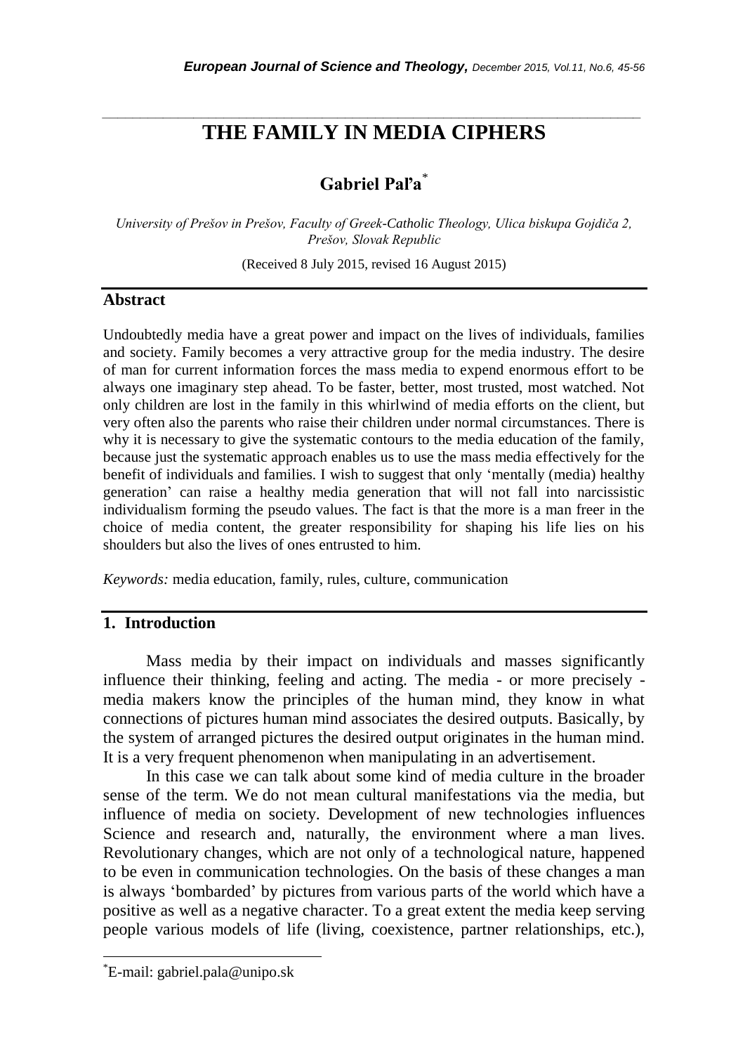# THE FAMILY IN MEDIA CIPHERS

**Gabriel Paľa***

*University of Prešov in Prešov, Faculty of Greek-Catholic Theology, Ulica biskupa Gojdiča 2, Prešov, Slovak Republic*

(Received 8 July 2015, revised 16 August 2015)

## Abstract

Undoubtedly media have a great power and impact on the lives of individuals, families and society. Family becomes a very attractive group for the media industry. The desire of man for current information forces the mass media to expend enormous effort to be always one imaginary step ahead. To be faster, better, most trusted, most watched. Not only children are lost in the family in this whirlwind of media efforts on the client, but very often also the parents who raise their children under normal circumstances. There is why it is necessary to give the systematic contours to the media education of the family, because just the systematic approach enables us to use the mass media effectively for the benefit of individuals and families. I wish to suggest that only 'mentally (media) healthy generation' can raise a healthy media generation that will not fall into narcissistic individualism forming the pseudo values. The fact is that the more is a man freer in the choice of media content, the greater responsibility for shaping his life lies on his shoulders but also the lives of ones entrusted to him.

*Keywords:* media education, family, rules, culture, communication

## 1. Introduction

Mass media by their impact on individuals and masses significantly influence their thinking, feeling and acting. The media - or more precisely - media makers know the principles of the human mind, they know in what connections of pictures human mind associates the desired outputs. Basically, by the system of arranged pictures the desired output originates in the human mind. It is a very frequent phenomenon when manipulating in an advertisement.

In this case we can talk about some kind of media culture in the broader sense of the term. We do not mean cultural manifestations via the media, but influence of media on society. Development of new technologies influences Science and research and, naturally, the environment where a man lives. Revolutionary changes, which are not only of a technological nature, happened to be even in communication technologies. On the basis of these changes a man is always 'bombarded' by pictures from various parts of the world which have a positive as well as a negative character. To a great extent the media keep serving people various models of life (living, coexistence, partner relationships, etc.),

*E-mail: gabriel.pala@unipo.sk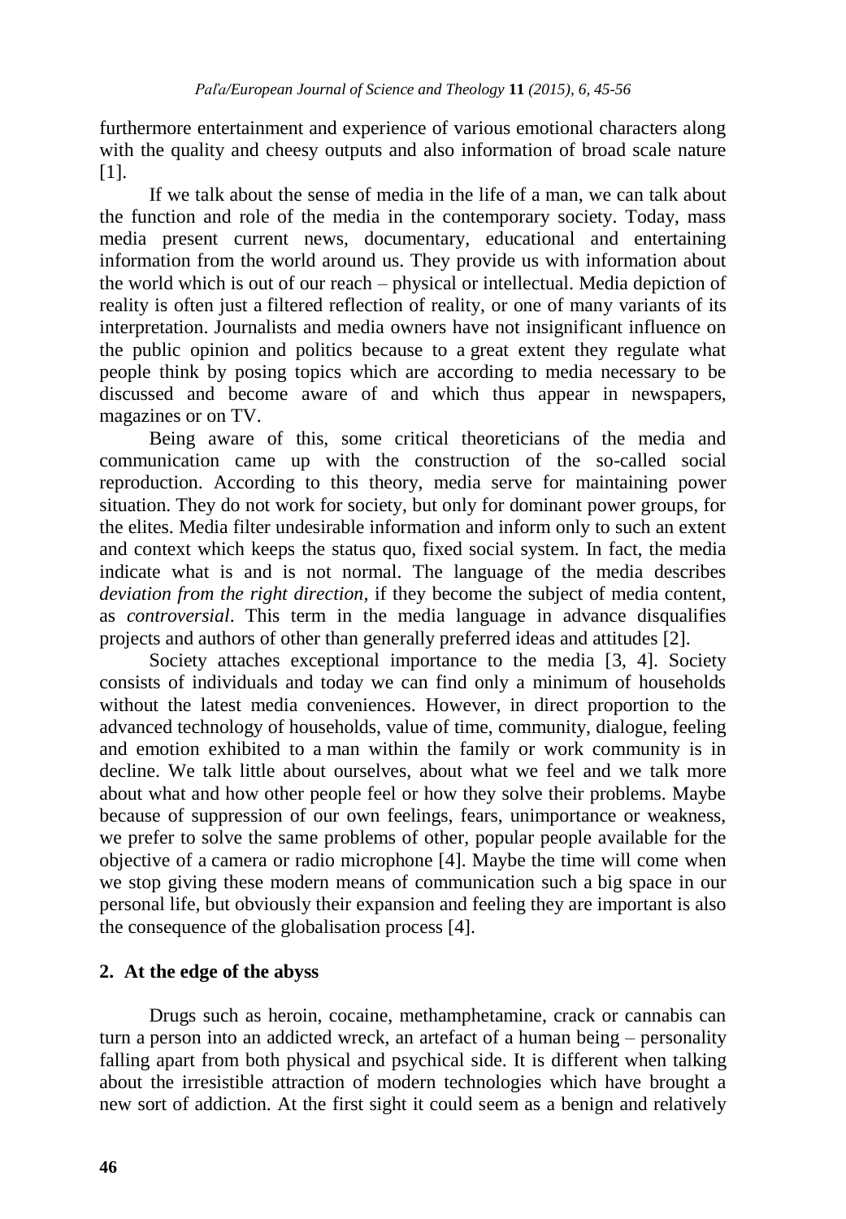furthermore entertainment and experience of various emotional characters along with the quality and cheesy outputs and also information of broad scale nature [1].

If we talk about the sense of media in the life of a man, we can talk about the function and role of the media in the contemporary society. Today, mass media present current news, documentary, educational and entertaining information from the world around us. They provide us with information about the world which is out of our reach – physical or intellectual. Media depiction of reality is often just a filtered reflection of reality, or one of many variants of its interpretation. Journalists and media owners have not insignificant influence on the public opinion and politics because to a great extent they regulate what people think by posing topics which are according to media necessary to be discussed and become aware of and which thus appear in newspapers, magazines or on TV.

Being aware of this, some critical theoreticians of the media and communication came up with the construction of the so-called social reproduction. According to this theory, media serve for maintaining power situation. They do not work for society, but only for dominant power groups, for the elites. Media filter undesirable information and inform only to such an extent and context which keeps the status quo, fixed social system. In fact, the media indicate what is and is not normal. The language of the media describes *deviation from the right direction*, if they become the subject of media content, as *controversial*. This term in the media language in advance disqualifies projects and authors of other than generally preferred ideas and attitudes [2].

Society attaches exceptional importance to the media [3, 4]. Society consists of individuals and today we can find only a minimum of households without the latest media conveniences. However, in direct proportion to the advanced technology of households, value of time, community, dialogue, feeling and emotion exhibited to a man within the family or work community is in decline. We talk little about ourselves, about what we feel and we talk more about what and how other people feel or how they solve their problems. Maybe because of suppression of our own feelings, fears, unimportance or weakness, we prefer to solve the same problems of other, popular people available for the objective of a camera or radio microphone [4]. Maybe the time will come when we stop giving these modern means of communication such a big space in our personal life, but obviously their expansion and feeling they are important is also the consequence of the globalisation process [4].

## 2. At the edge of the abyss

Drugs such as heroin, cocaine, methamphetamine, crack or cannabis can turn a person into an addicted wreck, an artefact of a human being – personality falling apart from both physical and psychical side. It is different when talking about the irresistible attraction of modern technologies which have brought a new sort of addiction. At the first sight it could seem as a benign and relatively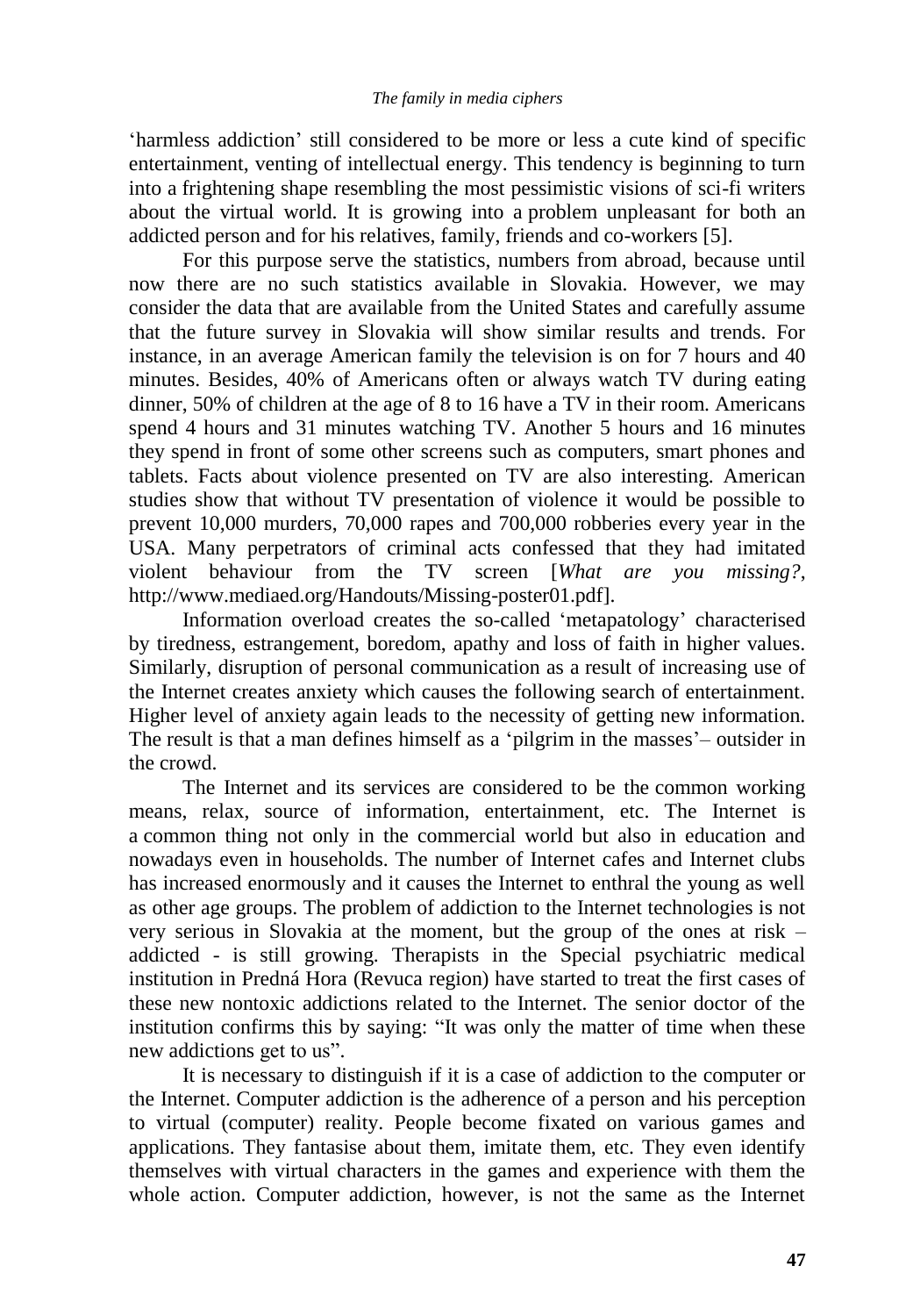'harmless addiction' still considered to be more or less a cute kind of specific entertainment, venting of intellectual energy. This tendency is beginning to turn into a frightening shape resembling the most pessimistic visions of sci-fi writers about the virtual world. It is growing into a problem unpleasant for both an addicted person and for his relatives, family, friends and co-workers [5].

For this purpose serve the statistics, numbers from abroad, because until now there are no such statistics available in Slovakia. However, we may consider the data that are available from the United States and carefully assume that the future survey in Slovakia will show similar results and trends. For instance, in an average American family the television is on for 7 hours and 40 minutes. Besides, 40% of Americans often or always watch TV during eating dinner, 50% of children at the age of 8 to 16 have a TV in their room. Americans spend 4 hours and 31 minutes watching TV. Another 5 hours and 16 minutes they spend in front of some other screens such as computers, smart phones and tablets. Facts about violence presented on TV are also interesting. American studies show that without TV presentation of violence it would be possible to prevent 10,000 murders, 70,000 rapes and 700,000 robberies every year in the USA. Many perpetrators of criminal acts confessed that they had imitated violent behaviour from the TV screen [*What are you missing?*, http://www.mediaed.org/Handouts/Missing-poster01.pdf].

Information overload creates the so-called 'metapatology' characterised by tiredness, estrangement, boredom, apathy and loss of faith in higher values. Similarly, disruption of personal communication as a result of increasing use of the Internet creates anxiety which causes the following search of entertainment. Higher level of anxiety again leads to the necessity of getting new information. The result is that a man defines himself as a 'pilgrim in the masses'– outsider in the crowd.

The Internet and its services are considered to be the common working means, relax, source of information, entertainment, etc. The Internet is a common thing not only in the commercial world but also in education and nowadays even in households. The number of Internet cafes and Internet clubs has increased enormously and it causes the Internet to enthral the young as well as other age groups. The problem of addiction to the Internet technologies is not very serious in Slovakia at the moment, but the group of the ones at risk – addicted - is still growing. Therapists in the Special psychiatric medical institution in Predná Hora (Revuca region) have started to treat the first cases of these new nontoxic addictions related to the Internet. The senior doctor of the institution confirms this by saying: "It was only the matter of time when these new addictions get to us".

It is necessary to distinguish if it is a case of addiction to the computer or the Internet. Computer addiction is the adherence of a person and his perception to virtual (computer) reality. People become fixated on various games and applications. They fantasise about them, imitate them, etc. They even identify themselves with virtual characters in the games and experience with them the whole action. Computer addiction, however, is not the same as the Internet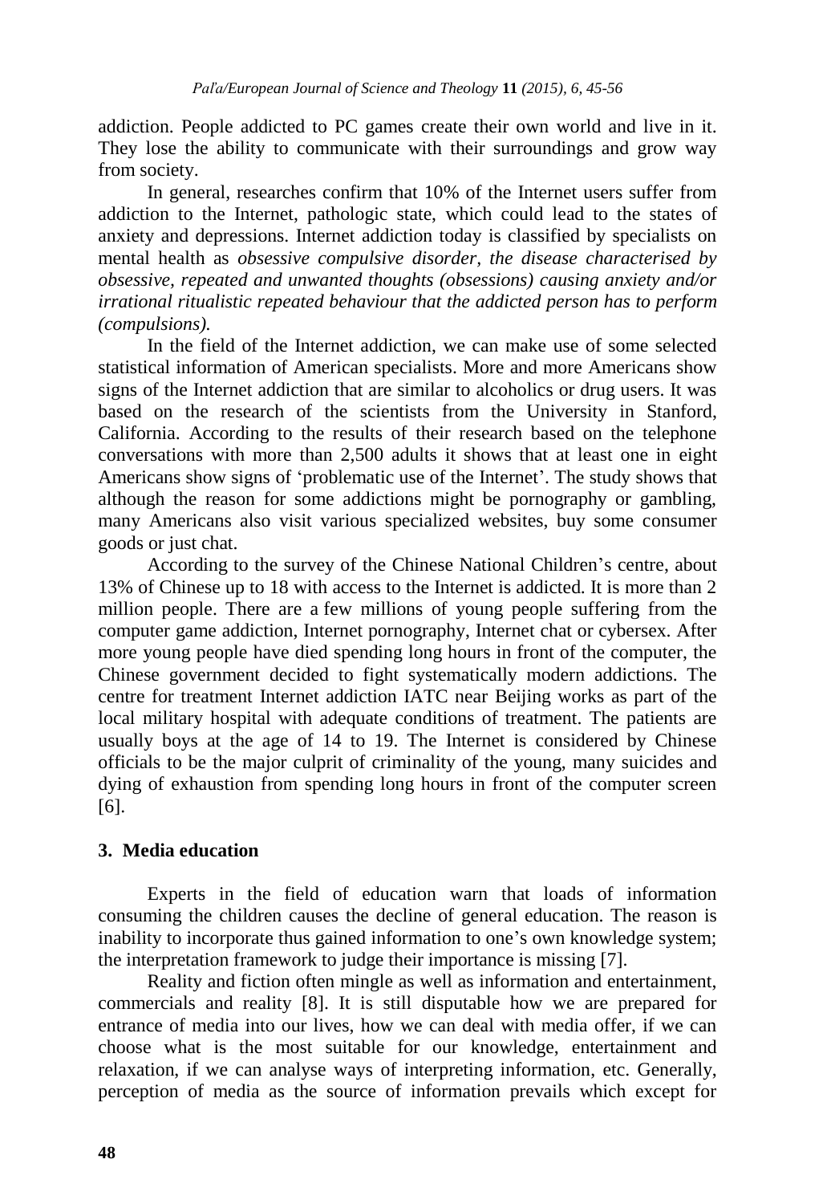addiction. People addicted to PC games create their own world and live in it. They lose the ability to communicate with their surroundings and grow way from society.

In general, researches confirm that 10% of the Internet users suffer from addiction to the Internet, pathologic state, which could lead to the states of anxiety and depressions. Internet addiction today is classified by specialists on mental health as *obsessive compulsive disorder, the disease characterised by obsessive, repeated and unwanted thoughts (obsessions) causing anxiety and/or irrational ritualistic repeated behaviour that the addicted person has to perform (compulsions).*

In the field of the Internet addiction, we can make use of some selected statistical information of American specialists. More and more Americans show signs of the Internet addiction that are similar to alcoholics or drug users. It was based on the research of the scientists from the University in Stanford, California. According to the results of their research based on the telephone conversations with more than 2,500 adults it shows that at least one in eight Americans show signs of 'problematic use of the Internet'. The study shows that although the reason for some addictions might be pornography or gambling, many Americans also visit various specialized websites, buy some consumer goods or just chat.

According to the survey of the Chinese National Children's centre, about 13% of Chinese up to 18 with access to the Internet is addicted. It is more than 2 million people. There are a few millions of young people suffering from the computer game addiction, Internet pornography, Internet chat or cybersex. After more young people have died spending long hours in front of the computer, the Chinese government decided to fight systematically modern addictions. The centre for treatment Internet addiction IATC near Beijing works as part of the local military hospital with adequate conditions of treatment. The patients are usually boys at the age of 14 to 19. The Internet is considered by Chinese officials to be the major culprit of criminality of the young, many suicides and dying of exhaustion from spending long hours in front of the computer screen [6].

## 3. Media education

Experts in the field of education warn that loads of information consuming the children causes the decline of general education. The reason is inability to incorporate thus gained information to one's own knowledge system; the interpretation framework to judge their importance is missing [7].

Reality and fiction often mingle as well as information and entertainment, commercials and reality [8]. It is still disputable how we are prepared for entrance of media into our lives, how we can deal with media offer, if we can choose what is the most suitable for our knowledge, entertainment and relaxation, if we can analyse ways of interpreting information, etc. Generally, perception of media as the source of information prevails which except for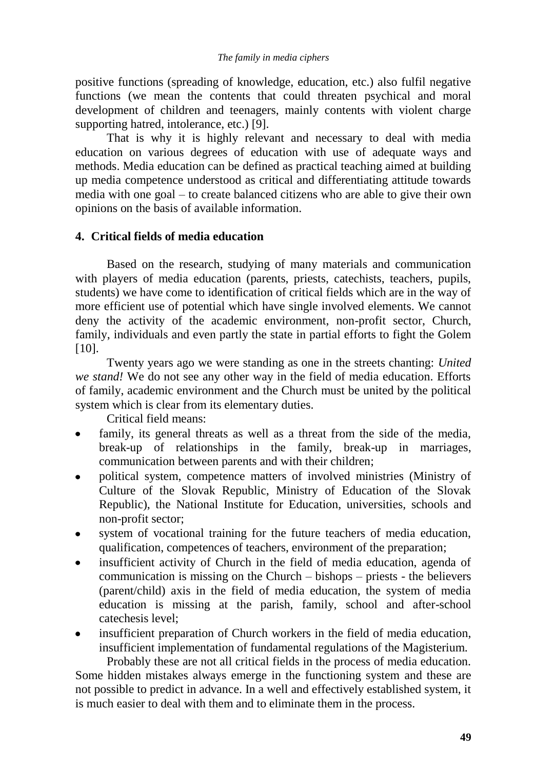positive functions (spreading of knowledge, education, etc.) also fulfil negative functions (we mean the contents that could threaten psychical and moral development of children and teenagers, mainly contents with violent charge supporting hatred, intolerance, etc.) [9].

That is why it is highly relevant and necessary to deal with media education on various degrees of education with use of adequate ways and methods. Media education can be defined as practical teaching aimed at building up media competence understood as critical and differentiating attitude towards media with one goal – to create balanced citizens who are able to give their own opinions on the basis of available information.

## 4. Critical fields of media education

Based on the research, studying of many materials and communication with players of media education (parents, priests, catechists, teachers, pupils, students) we have come to identification of critical fields which are in the way of more efficient use of potential which have single involved elements. We cannot deny the activity of the academic environment, non-profit sector, Church, family, individuals and even partly the state in partial efforts to fight the Golem [10].

Twenty years ago we were standing as one in the streets chanting: *United we stand!* We do not see any other way in the field of media education. Efforts of family, academic environment and the Church must be united by the political system which is clear from its elementary duties.

Critical field means:

- family, its general threats as well as a threat from the side of the media, break-up of relationships in the family, break-up in marriages, communication between parents and with their children;
- political system, competence matters of involved ministries (Ministry of Culture of the Slovak Republic, Ministry of Education of the Slovak Republic), the National Institute for Education, universities, schools and non-profit sector;
- system of vocational training for the future teachers of media education, qualification, competences of teachers, environment of the preparation;
- insufficient activity of Church in the field of media education, agenda of communication is missing on the Church – bishops – priests - the believers (parent/child) axis in the field of media education, the system of media education is missing at the parish, family, school and after-school catechesis level;
- insufficient preparation of Church workers in the field of media education, insufficient implementation of fundamental regulations of the Magisterium.

Probably these are not all critical fields in the process of media education. Some hidden mistakes always emerge in the functioning system and these are not possible to predict in advance. In a well and effectively established system, it is much easier to deal with them and to eliminate them in the process.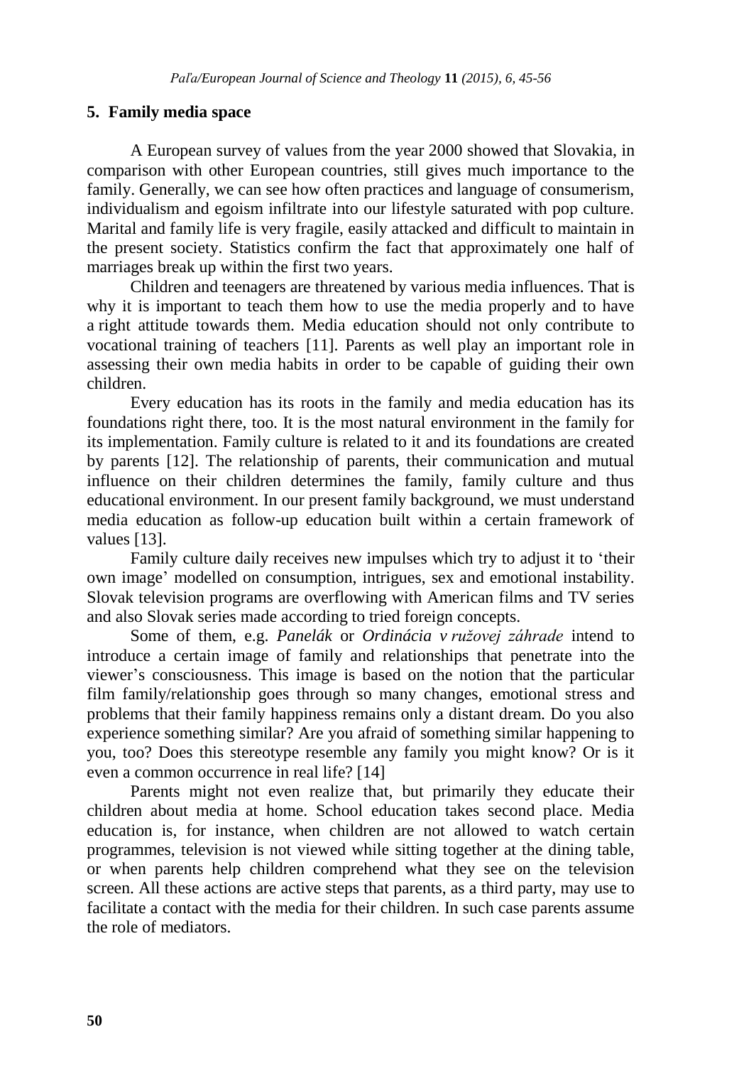## 5. Family media space

A European survey of values from the year 2000 showed that Slovakia, in comparison with other European countries, still gives much importance to the family. Generally, we can see how often practices and language of consumerism, individualism and egoism infiltrate into our lifestyle saturated with pop culture. Marital and family life is very fragile, easily attacked and difficult to maintain in the present society. Statistics confirm the fact that approximately one half of marriages break up within the first two years.

Children and teenagers are threatened by various media influences. That is why it is important to teach them how to use the media properly and to have a right attitude towards them. Media education should not only contribute to vocational training of teachers [11]. Parents as well play an important role in assessing their own media habits in order to be capable of guiding their own children.

Every education has its roots in the family and media education has its foundations right there, too. It is the most natural environment in the family for its implementation. Family culture is related to it and its foundations are created by parents [12]. The relationship of parents, their communication and mutual influence on their children determines the family, family culture and thus educational environment. In our present family background, we must understand media education as follow-up education built within a certain framework of values [13].

Family culture daily receives new impulses which try to adjust it to 'their own image' modelled on consumption, intrigues, sex and emotional instability. Slovak television programs are overflowing with American films and TV series and also Slovak series made according to tried foreign concepts.

Some of them, e.g. *Panelák* or *Ordinácia v ružovej záhrade* intend to introduce a certain image of family and relationships that penetrate into the viewer's consciousness. This image is based on the notion that the particular film family/relationship goes through so many changes, emotional stress and problems that their family happiness remains only a distant dream. Do you also experience something similar? Are you afraid of something similar happening to you, too? Does this stereotype resemble any family you might know? Or is it even a common occurrence in real life? [14]

Parents might not even realize that, but primarily they educate their children about media at home. School education takes second place. Media education is, for instance, when children are not allowed to watch certain programmes, television is not viewed while sitting together at the dining table, or when parents help children comprehend what they see on the television screen. All these actions are active steps that parents, as a third party, may use to facilitate a contact with the media for their children. In such case parents assume the role of mediators.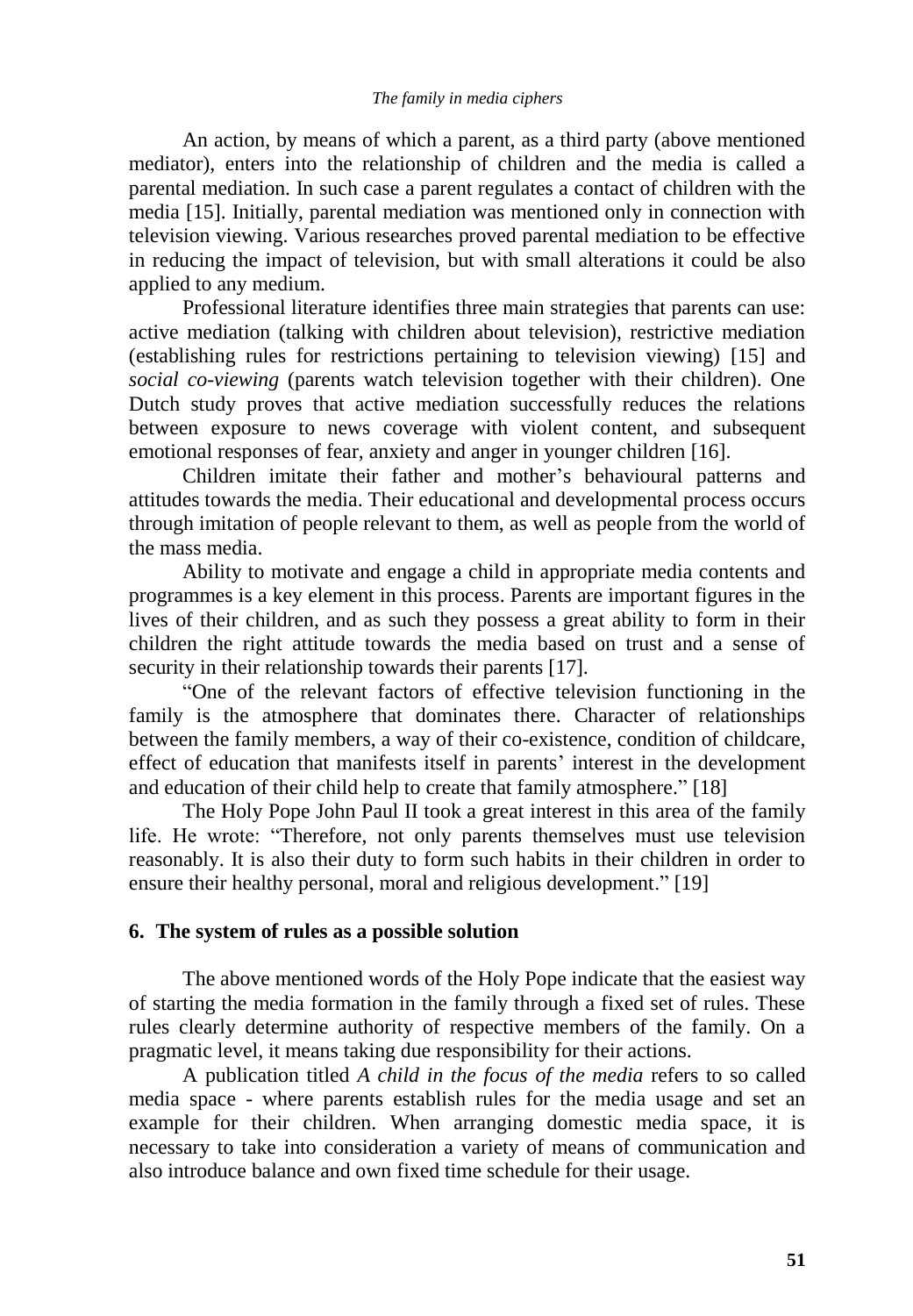An action, by means of which a parent, as a third party (above mentioned mediator), enters into the relationship of children and the media is called a parental mediation. In such case a parent regulates a contact of children with the media [15]. Initially, parental mediation was mentioned only in connection with television viewing. Various researches proved parental mediation to be effective in reducing the impact of television, but with small alterations it could be also applied to any medium.

Professional literature identifies three main strategies that parents can use: active mediation (talking with children about television), restrictive mediation (establishing rules for restrictions pertaining to television viewing) [15] and *social co-viewing* (parents watch television together with their children). One Dutch study proves that active mediation successfully reduces the relations between exposure to news coverage with violent content, and subsequent emotional responses of fear, anxiety and anger in younger children [16].

Children imitate their father and mother's behavioural patterns and attitudes towards the media. Their educational and developmental process occurs through imitation of people relevant to them, as well as people from the world of the mass media.

Ability to motivate and engage a child in appropriate media contents and programmes is a key element in this process. Parents are important figures in the lives of their children, and as such they possess a great ability to form in their children the right attitude towards the media based on trust and a sense of security in their relationship towards their parents [17].

"One of the relevant factors of effective television functioning in the family is the atmosphere that dominates there. Character of relationships between the family members, a way of their co-existence, condition of childcare, effect of education that manifests itself in parents' interest in the development and education of their child help to create that family atmosphere." [18]

The Holy Pope John Paul II took a great interest in this area of the family life. He wrote: "Therefore, not only parents themselves must use television reasonably. It is also their duty to form such habits in their children in order to ensure their healthy personal, moral and religious development." [19]

## 6. The system of rules as a possible solution

The above mentioned words of the Holy Pope indicate that the easiest way of starting the media formation in the family through a fixed set of rules. These rules clearly determine authority of respective members of the family. On a pragmatic level, it means taking due responsibility for their actions.

A publication titled *A child in the focus of the media* refers to so called media space - where parents establish rules for the media usage and set an example for their children. When arranging domestic media space, it is necessary to take into consideration a variety of means of communication and also introduce balance and own fixed time schedule for their usage.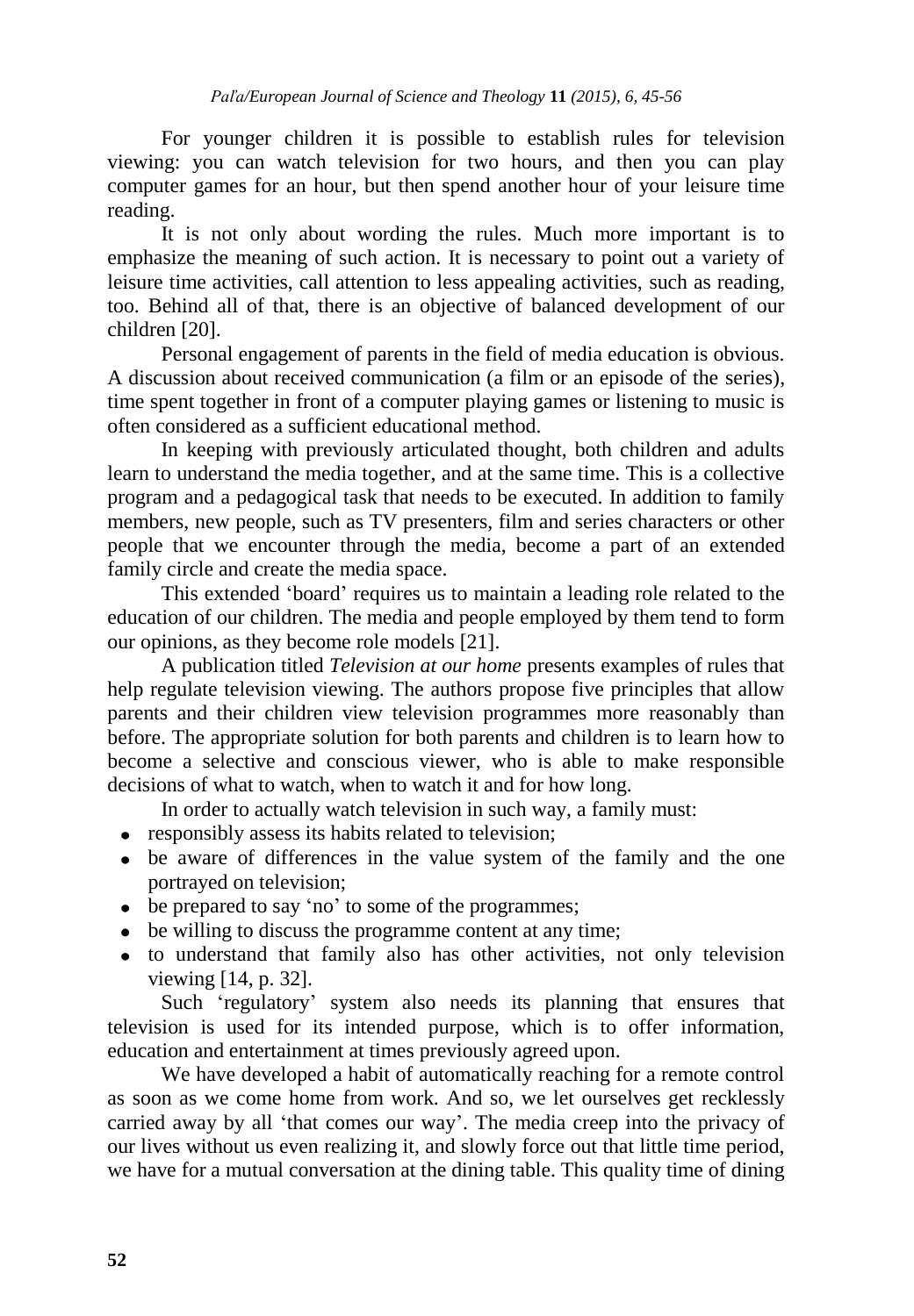For younger children it is possible to establish rules for television viewing: you can watch television for two hours, and then you can play computer games for an hour, but then spend another hour of your leisure time reading.

It is not only about wording the rules. Much more important is to emphasize the meaning of such action. It is necessary to point out a variety of leisure time activities, call attention to less appealing activities, such as reading, too. Behind all of that, there is an objective of balanced development of our children [20].

Personal engagement of parents in the field of media education is obvious. A discussion about received communication (a film or an episode of the series), time spent together in front of a computer playing games or listening to music is often considered as a sufficient educational method.

In keeping with previously articulated thought, both children and adults learn to understand the media together, and at the same time. This is a collective program and a pedagogical task that needs to be executed. In addition to family members, new people, such as TV presenters, film and series characters or other people that we encounter through the media, become a part of an extended family circle and create the media space.

This extended 'board' requires us to maintain a leading role related to the education of our children. The media and people employed by them tend to form our opinions, as they become role models [21].

A publication titled *Television at our home* presents examples of rules that help regulate television viewing. The authors propose five principles that allow parents and their children view television programmes more reasonably than before. The appropriate solution for both parents and children is to learn how to become a selective and conscious viewer, who is able to make responsible decisions of what to watch, when to watch it and for how long.

In order to actually watch television in such way, a family must:

- responsibly assess its habits related to television;
- be aware of differences in the value system of the family and the one portrayed on television;
- be prepared to say 'no' to some of the programmes;
- be willing to discuss the programme content at any time;
- to understand that family also has other activities, not only television viewing [14, p. 32].

Such 'regulatory' system also needs its planning that ensures that television is used for its intended purpose, which is to offer information, education and entertainment at times previously agreed upon.

We have developed a habit of automatically reaching for a remote control as soon as we come home from work. And so, we let ourselves get recklessly carried away by all 'that comes our way'. The media creep into the privacy of our lives without us even realizing it, and slowly force out that little time period, we have for a mutual conversation at the dining table. This quality time of dining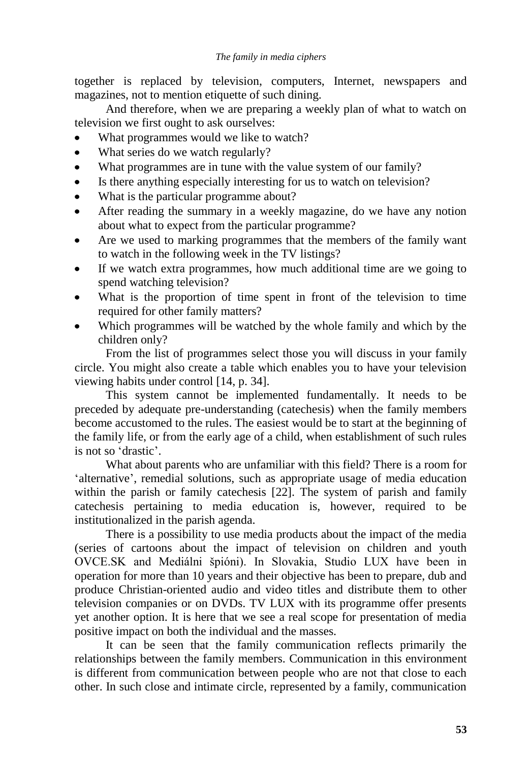together is replaced by television, computers, Internet, newspapers and magazines, not to mention etiquette of such dining.

And therefore, when we are preparing a weekly plan of what to watch on television we first ought to ask ourselves:

- What programmes would we like to watch?
- What series do we watch regularly?
- What programmes are in tune with the value system of our family?
- Is there anything especially interesting for us to watch on television?
- What is the particular programme about?
- After reading the summary in a weekly magazine, do we have any notion about what to expect from the particular programme?
- Are we used to marking programmes that the members of the family want to watch in the following week in the TV listings?
- If we watch extra programmes, how much additional time are we going to spend watching television?
- What is the proportion of time spent in front of the television to time required for other family matters?
- Which programmes will be watched by the whole family and which by the children only?

From the list of programmes select those you will discuss in your family circle. You might also create a table which enables you to have your television viewing habits under control [14, p. 34].

This system cannot be implemented fundamentally. It needs to be preceded by adequate pre-understanding (catechesis) when the family members become accustomed to the rules. The easiest would be to start at the beginning of the family life, or from the early age of a child, when establishment of such rules is not so 'drastic'.

What about parents who are unfamiliar with this field? There is a room for 'alternative', remedial solutions, such as appropriate usage of media education within the parish or family catechesis [22]. The system of parish and family catechesis pertaining to media education is, however, required to be institutionalized in the parish agenda.

There is a possibility to use media products about the impact of the media (series of cartoons about the impact of television on children and youth OVCE.SK and Mediálni špióni). In Slovakia, Studio LUX have been in operation for more than 10 years and their objective has been to prepare, dub and produce Christian-oriented audio and video titles and distribute them to other television companies or on DVDs. TV LUX with its programme offer presents yet another option. It is here that we see a real scope for presentation of media positive impact on both the individual and the masses.

It can be seen that the family communication reflects primarily the relationships between the family members. Communication in this environment is different from communication between people who are not that close to each other. In such close and intimate circle, represented by a family, communication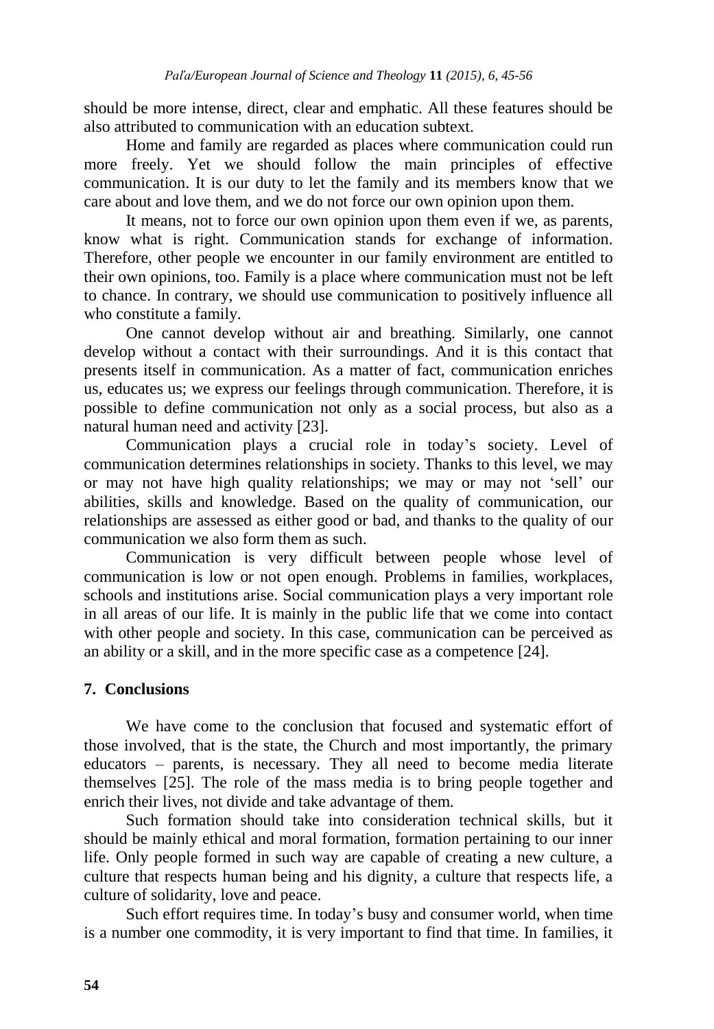should be more intense, direct, clear and emphatic. All these features should be also attributed to communication with an education subtext.

Home and family are regarded as places where communication could run more freely. Yet we should follow the main principles of effective communication. It is our duty to let the family and its members know that we care about and love them, and we do not force our own opinion upon them.

It means, not to force our own opinion upon them even if we, as parents, know what is right. Communication stands for exchange of information. Therefore, other people we encounter in our family environment are entitled to their own opinions, too. Family is a place where communication must not be left to chance. In contrary, we should use communication to positively influence all who constitute a family.

One cannot develop without air and breathing. Similarly, one cannot develop without a contact with their surroundings. And it is this contact that presents itself in communication. As a matter of fact, communication enriches us, educates us; we express our feelings through communication. Therefore, it is possible to define communication not only as a social process, but also as a natural human need and activity [23].

Communication plays a crucial role in today's society. Level of communication determines relationships in society. Thanks to this level, we may or may not have high quality relationships; we may or may not 'sell' our abilities, skills and knowledge. Based on the quality of communication, our relationships are assessed as either good or bad, and thanks to the quality of our communication we also form them as such.

Communication is very difficult between people whose level of communication is low or not open enough. Problems in families, workplaces, schools and institutions arise. Social communication plays a very important role in all areas of our life. It is mainly in the public life that we come into contact with other people and society. In this case, communication can be perceived as an ability or a skill, and in the more specific case as a competence [24].

## 7. Conclusions

We have come to the conclusion that focused and systematic effort of those involved, that is the state, the Church and most importantly, the primary educators – parents, is necessary. They all need to become media literate themselves [25]. The role of the mass media is to bring people together and enrich their lives, not divide and take advantage of them.

Such formation should take into consideration technical skills, but it should be mainly ethical and moral formation, formation pertaining to our inner life. Only people formed in such way are capable of creating a new culture, a culture that respects human being and his dignity, a culture that respects life, a culture of solidarity, love and peace.

Such effort requires time. In today's busy and consumer world, when time is a number one commodity, it is very important to find that time. In families, it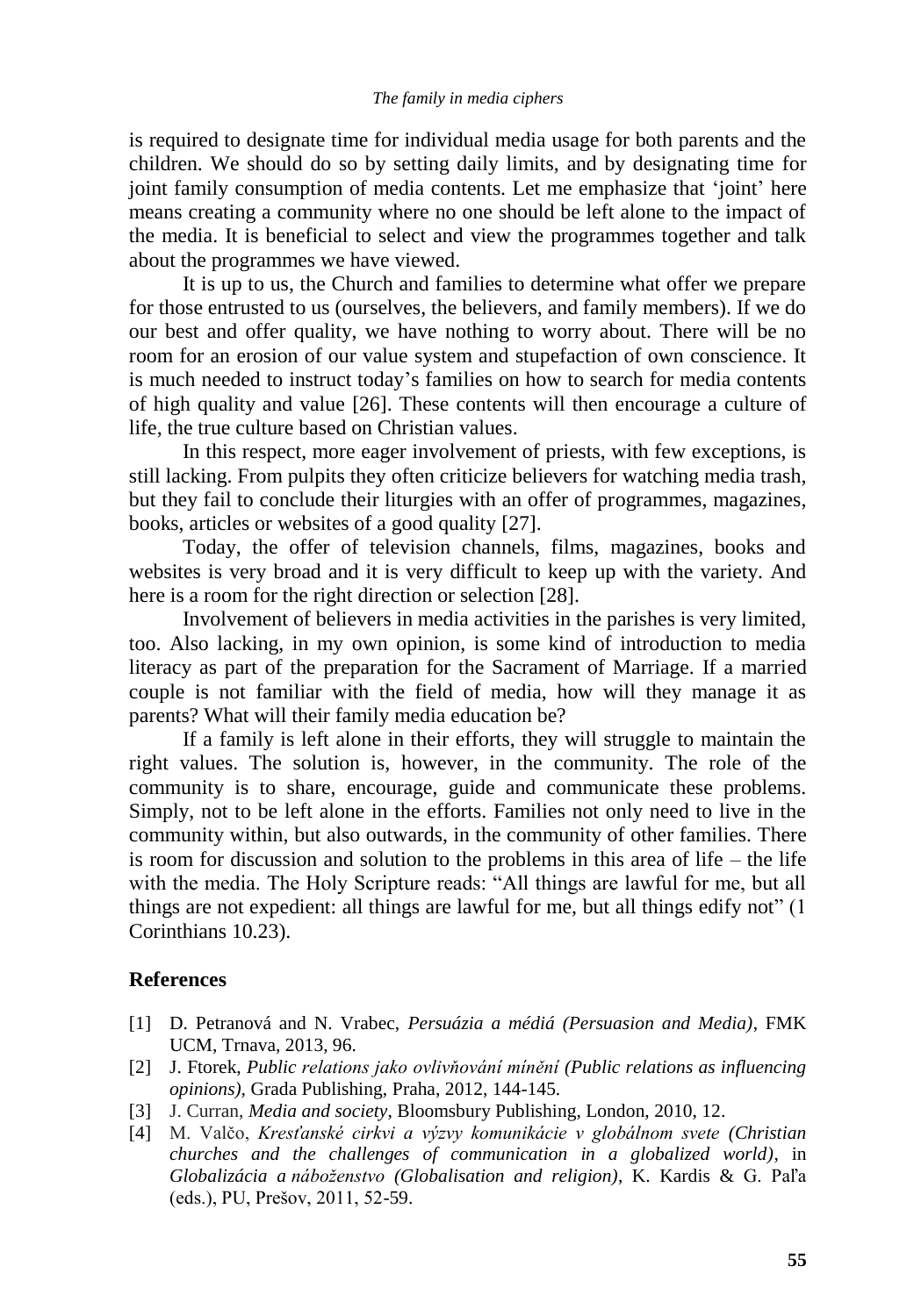is required to designate time for individual media usage for both parents and the children. We should do so by setting daily limits, and by designating time for joint family consumption of media contents. Let me emphasize that 'joint' here means creating a community where no one should be left alone to the impact of the media. It is beneficial to select and view the programmes together and talk about the programmes we have viewed.

It is up to us, the Church and families to determine what offer we prepare for those entrusted to us (ourselves, the believers, and family members). If we do our best and offer quality, we have nothing to worry about. There will be no room for an erosion of our value system and stupefaction of own conscience. It is much needed to instruct today's families on how to search for media contents of high quality and value [26]. These contents will then encourage a culture of life, the true culture based on Christian values.

In this respect, more eager involvement of priests, with few exceptions, is still lacking. From pulpits they often criticize believers for watching media trash, but they fail to conclude their liturgies with an offer of programmes, magazines, books, articles or websites of a good quality [27].

Today, the offer of television channels, films, magazines, books and websites is very broad and it is very difficult to keep up with the variety. And here is a room for the right direction or selection [28].

Involvement of believers in media activities in the parishes is very limited, too. Also lacking, in my own opinion, is some kind of introduction to media literacy as part of the preparation for the Sacrament of Marriage. If a married couple is not familiar with the field of media, how will they manage it as parents? What will their family media education be?

If a family is left alone in their efforts, they will struggle to maintain the right values. The solution is, however, in the community. The role of the community is to share, encourage, guide and communicate these problems. Simply, not to be left alone in the efforts. Families not only need to live in the community within, but also outwards, in the community of other families. There is room for discussion and solution to the problems in this area of life – the life with the media. The Holy Scripture reads: "All things are lawful for me, but all things are not expedient: all things are lawful for me, but all things edify not" (1 Corinthians 10.23).

## References

[1] D. Petranová and N. Vrabec, *Persuázia a médiá (Persuasion and Media)*, FMK UCM, Trnava, 2013, 96.

[2] J. Ftorek, *Public relations jako ovlivňování mínění (Public relations as influencing opinions)*, Grada Publishing, Praha, 2012, 144-145.

[3] J. Curran, *Media and society*, Bloomsbury Publishing, London, 2010, 12.

[4] M. Valčo, *Kresťanské cirkvi a výzvy komunikácie v globálnom svete (Christian churches and the challenges of communication in a globalized world)*, in *Globalizácia a náboženstvo (Globalisation and religion)*, K. Kardis & G. Paľa (eds.), PU, Prešov, 2011, 52-59.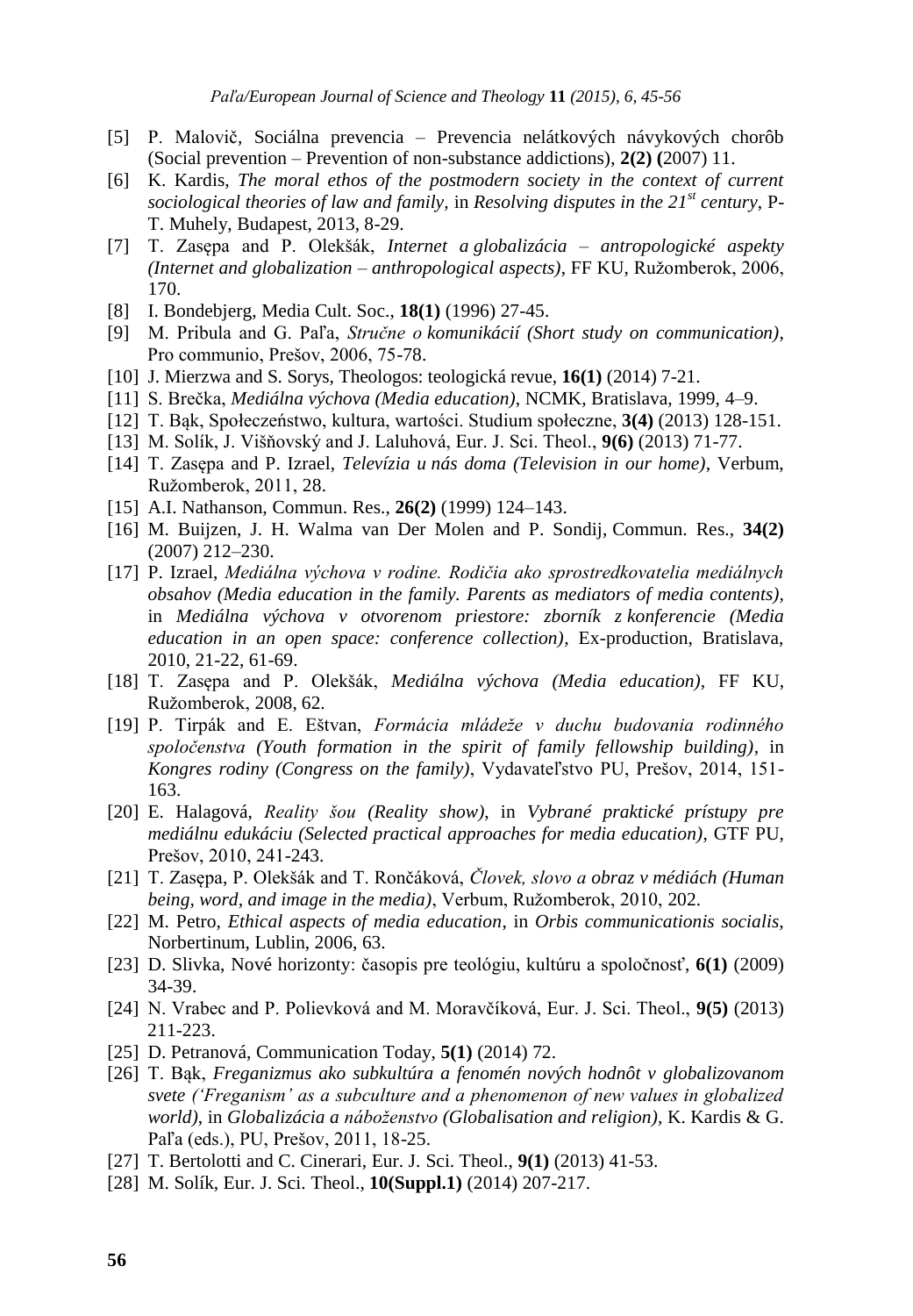[5] P. Malovič, Sociálna prevencia – Prevencia nelátkových návykových chorôb (Social prevention – Prevention of non-substance addictions), **2(2) (**2007) 11.

[6] K. Kardis, *The moral ethos of the postmodern society in the context of current sociological theories of law and family*, in *Resolving disputes in the 21st century*, P-T. Muhely, Budapest, 2013, 8-29.

[7] T. Zasępa and P. Olekšák, *Internet a globalizácia – antropologické aspekty (Internet and globalization – anthropological aspects)*, FF KU, Ružomberok, 2006, 170.

[8] I. Bondebjerg, Media Cult. Soc., **18(1)** (1996) 27-45.

[9] M. Pribula and G. Paľa, *Stručne o komunikácií (Short study on communication)*, Pro communio, Prešov, 2006, 75-78.

[10] J. Mierzwa and S. Sorys, Theologos: teologická revue, **16(1)** (2014) 7-21.

[11] S. Brečka, *Mediálna výchova (Media education)*, NCMK, Bratislava, 1999, 4–9.

[12] T. Bąk, Społeczeństwo, kultura, wartości. Studium społeczne, **3(4)** (2013) 128-151.

[13] M. Solík, J. Višňovský and J. Laluhová, Eur. J. Sci. Theol., **9(6)** (2013) 71-77.

[14] T. Zasępa and P. Izrael, *Televízia u nás doma (Television in our home)*, Verbum, Ružomberok, 2011, 28.

[15] A.I. Nathanson, Commun. Res., **26(2)** (1999) 124–143.

[16] M. Buijzen, J. H. Walma van Der Molen and P. Sondij, Commun. Res., **34(2)** (2007) 212–230.

[17] P. Izrael, *Mediálna výchova v rodine. Rodičia ako sprostredkovatelia mediálnych obsahov (Media education in the family. Parents as mediators of media contents)*, in *Mediálna výchova v otvorenom priestore: zborník z konferencie (Media education in an open space: conference collection)*, Ex-production, Bratislava, 2010, 21-22, 61-69.

[18] T. Zasępa and P. Olekšák, *Mediálna výchova (Media education)*, FF KU, Ružomberok, 2008, 62.

[19] P. Tirpák and E. Eštvan, *Formácia mládeže v duchu budovania rodinného spoločenstva (Youth formation in the spirit of family fellowship building)*, in *Kongres rodiny (Congress on the family)*, Vydavateľstvo PU, Prešov, 2014, 151-163.

[20] E. Halagová, *Reality šou (Reality show)*, in *Vybrané praktické prístupy pre mediálnu edukáciu (Selected practical approaches for media education)*, GTF PU, Prešov, 2010, 241-243.

[21] T. Zasępa, P. Olekšák and T. Rončáková, *Človek, slovo a obraz v médiách (Human being, word, and image in the media)*, Verbum, Ružomberok, 2010, 202.

[22] M. Petro, *Ethical aspects of media education*, in *Orbis communicationis socialis,* Norbertinum, Lublin, 2006, 63.

[23] D. Slivka, Nové horizonty: časopis pre teológiu, kultúru a spoločnosť, **6(1)** (2009) 34-39.

[24] N. Vrabec and P. Polievková and M. Moravčíková, Eur. J. Sci. Theol., **9(5)** (2013) 211-223.

[25] D. Petranová, Communication Today, **5(1)** (2014) 72.

[26] T. Bąk, *Freganizmus ako subkultúra a fenomén nových hodnôt v globalizovanom svete ('Freganism' as a subculture and a phenomenon of new values in globalized world)*, in *Globalizácia a náboženstvo (Globalisation and religion)*, K. Kardis & G. Paľa (eds.), PU, Prešov, 2011, 18-25.

[27] T. Bertolotti and C. Cinerari, Eur. J. Sci. Theol., **9(1)** (2013) 41-53.

[28] M. Solík, Eur. J. Sci. Theol., **10(Suppl.1)** (2014) 207-217.